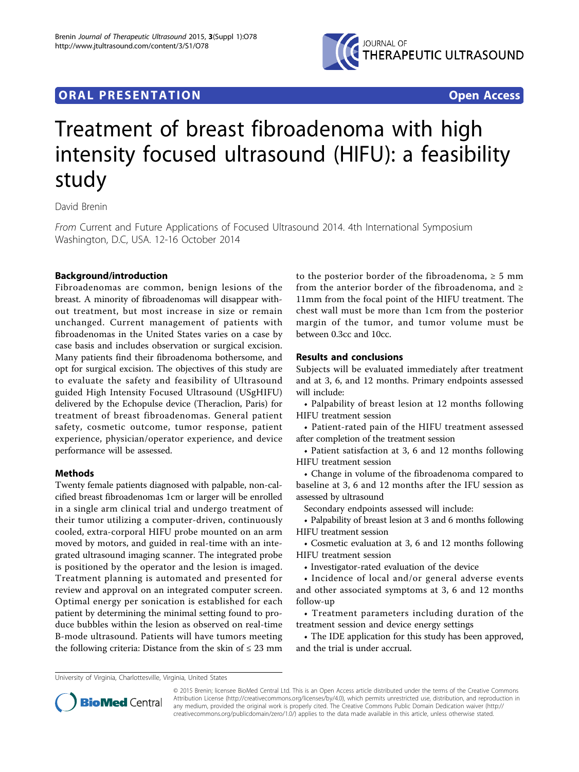ORAL PRESENTATION — Open Access

# Treatment of breast fibroadenoma with high intensity focused ultrasound (HIFU): a feasibility study

David Brenin

*From* Current and Future Applications of Focused Ultrasound 2014. 4th International Symposium
Washington, D.C, USA. 12-16 October 2014

## Background/introduction

Fibroadenomas are common, benign lesions of the breast. A minority of fibroadenomas will disappear without treatment, but most increase in size or remain unchanged. Current management of patients with fibroadenomas in the United States varies on a case by case basis and includes observation or surgical excision. Many patients find their fibroadenoma bothersome, and opt for surgical excision. The objectives of this study are to evaluate the safety and feasibility of Ultrasound guided High Intensity Focused Ultrasound (USgHIFU) delivered by the Echopulse device (Theraclion, Paris) for treatment of breast fibroadenomas. General patient safety, cosmetic outcome, tumor response, patient experience, physician/operator experience, and device performance will be assessed.

## Methods

Twenty female patients diagnosed with palpable, non-calcified breast fibroadenomas 1cm or larger will be enrolled in a single arm clinical trial and undergo treatment of their tumor utilizing a computer-driven, continuously cooled, extra-corporal HIFU probe mounted on an arm moved by motors, and guided in real-time with an integrated ultrasound imaging scanner. The integrated probe is positioned by the operator and the lesion is imaged. Treatment planning is automated and presented for review and approval on an integrated computer screen. Optimal energy per sonication is established for each patient by determining the minimal setting found to produce bubbles within the lesion as observed on real-time B-mode ultrasound. Patients will have tumors meeting the following criteria: Distance from the skin of ≤ 23 mm to the posterior border of the fibroadenoma, ≥ 5 mm from the anterior border of the fibroadenoma, and ≥ 11mm from the focal point of the HIFU treatment. The chest wall must be more than 1cm from the posterior margin of the tumor, and tumor volume must be between 0.3cc and 10cc.

## Results and conclusions

Subjects will be evaluated immediately after treatment and at 3, 6, and 12 months. Primary endpoints assessed will include:

- Palpability of breast lesion at 12 months following HIFU treatment session
- Patient-rated pain of the HIFU treatment assessed after completion of the treatment session
- Patient satisfaction at 3, 6 and 12 months following HIFU treatment session
- Change in volume of the fibroadenoma compared to baseline at 3, 6 and 12 months after the IFU session as assessed by ultrasound

Secondary endpoints assessed will include:

- Palpability of breast lesion at 3 and 6 months following HIFU treatment session
- Cosmetic evaluation at 3, 6 and 12 months following HIFU treatment session
- Investigator-rated evaluation of the device
- Incidence of local and/or general adverse events and other associated symptoms at 3, 6 and 12 months follow-up
- Treatment parameters including duration of the treatment session and device energy settings
- The IDE application for this study has been approved, and the trial is under accrual.

University of Virginia, Charlottesville, Virginia, United States

© 2015 Brenin; licensee BioMed Central Ltd. This is an Open Access article distributed under the terms of the Creative Commons Attribution License (http://creativecommons.org/licenses/by/4.0), which permits unrestricted use, distribution, and reproduction in any medium, provided the original work is properly cited. The Creative Commons Public Domain Dedication waiver (http://creativecommons.org/publicdomain/zero/1.0/) applies to the data made available in this article, unless otherwise stated.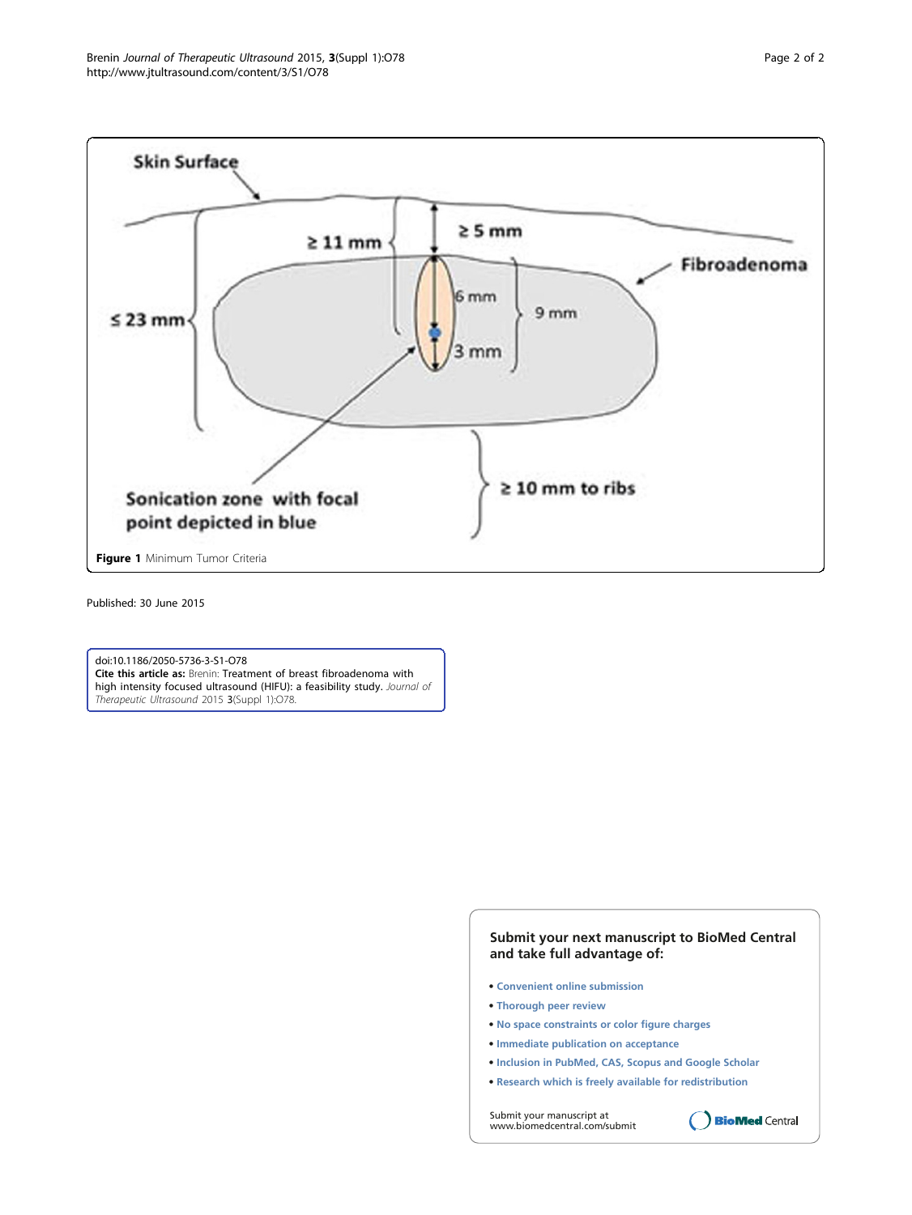Skin Surface

≥ 11 mm

≥ 5 mm

Fibroadenoma

6 mm

9 mm

≤ 23 mm

3 mm

≥ 10 mm to ribs

Sonication zone with focal point depicted in blue

**Figure 1** Minimum Tumor Criteria

Published: 30 June 2015

doi:10.1186/2050-5736-3-S1-O78

**Cite this article as:** Brenin: Treatment of breast fibroadenoma with high intensity focused ultrasound (HIFU): a feasibility study. *Journal of Therapeutic Ultrasound* 2015 **3**(Suppl 1):O78.

**Submit your next manuscript to BioMed Central and take full advantage of:**

- Convenient online submission
- Thorough peer review
- No space constraints or color figure charges
- Immediate publication on acceptance
- Inclusion in PubMed, CAS, Scopus and Google Scholar
- Research which is freely available for redistribution

Submit your manuscript at www.biomedcentral.com/submit

BioMed Central